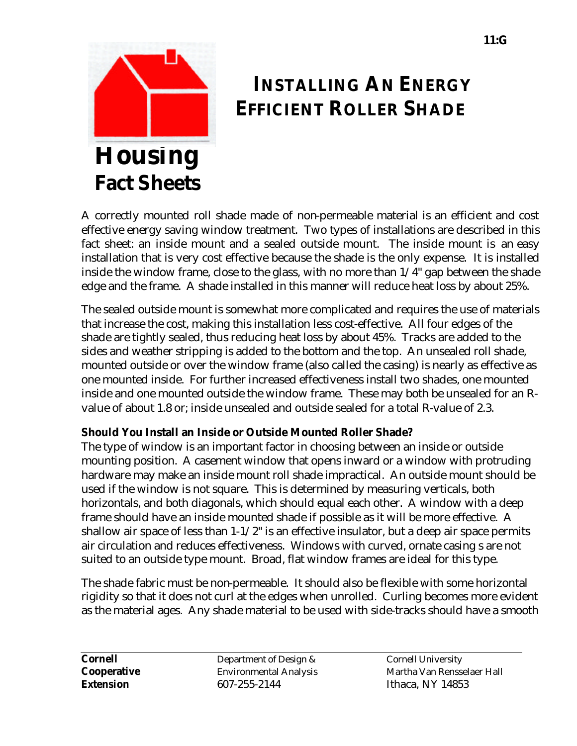# Housing Fact Sheets

# INSTALLING AN ENERGY EFFICIENT ROLLER SHADE

A correctly mounted roll shade made of non-permeable material is an efficient and cost effective energy saving window treatment. Two types of installations are described in this fact sheet: an inside mount and a sealed outside mount. The inside mount is an easy installation that is very cost effective because the shade is the only expense. It is installed inside the window frame, close to the glass, with no more than 1/4" gap between the shade edge and the frame. A shade installed in this manner will reduce heat loss by about 25%.

The sealed outside mount is somewhat more complicated and requires the use of materials that increase the cost, making this installation less cost-effective. All four edges of the shade are tightly sealed, thus reducing heat loss by about 45%. Tracks are added to the sides and weather stripping is added to the bottom and the top. An unsealed roll shade, mounted outside or over the window frame (also called the casing) is nearly as effective as one mounted inside. For further increased effectiveness install two shades, one mounted inside and one mounted outside the window frame. These may both be unsealed for an R-value of about 1.8 or; inside unsealed and outside sealed for a total R-value of 2.3.

**Should You Install an Inside or Outside Mounted Roller Shade?**

The type of window is an important factor in choosing between an inside or outside mounting position. A casement window that opens inward or a window with protruding hardware may make an inside mount roll shade impractical. An outside mount should be used if the window is not square. This is determined by measuring verticals, both horizontals, and both diagonals, which should equal each other. A window with a deep frame should have an inside mounted shade if possible as it will be more effective. A shallow air space of less than 1-1/2" is an effective insulator, but a deep air space permits air circulation and reduces effectiveness. Windows with curved, ornate casing s are not suited to an outside type mount. Broad, flat window frames are ideal for this type.

The shade fabric must be non-permeable. It should also be flexible with some horizontal rigidity so that it does not curl at the edges when unrolled. Curling becomes more evident as the material ages. Any shade material to be used with side-tracks should have a smooth

**Cornell Cooperative Extension** | Department of Design & Environmental Analysis | 607-255-2144 | Cornell University | Martha Van Rensselaer Hall | Ithaca, NY 14853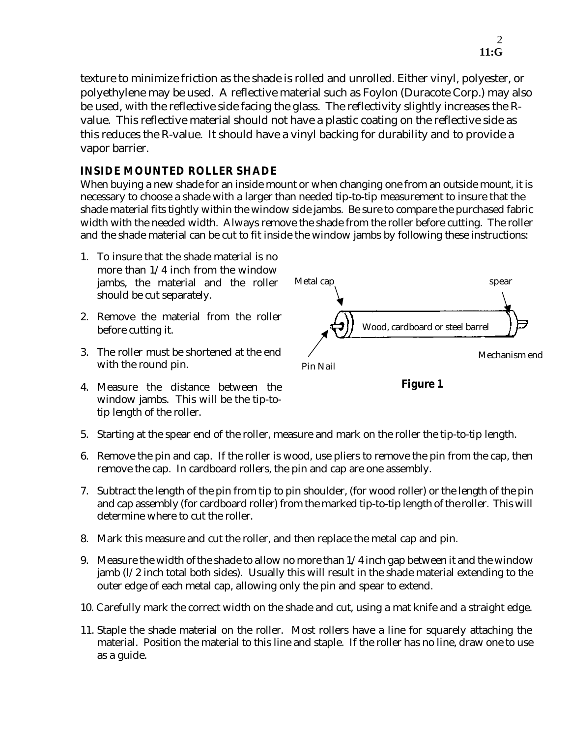texture to minimize friction as the shade is rolled and unrolled. Either vinyl, polyester, or polyethylene may be used. A reflective material such as Foylon (Duracote Corp.) may also be used, with the reflective side facing the glass. The reflectivity slightly increases the R-value. This reflective material should not have a plastic coating on the reflective side as this reduces the R-value. It should have a vinyl backing for durability and to provide a vapor barrier.

## INSIDE MOUNTED ROLLER SHADE

When buying a new shade for an inside mount or when changing one from an outside mount, it is necessary to choose a shade with a larger than needed tip-to-tip measurement to insure that the shade material fits tightly within the window side jambs. Be sure to compare the purchased fabric width with the needed width. Always remove the shade from the roller before cutting. The roller and the shade material can be cut to fit inside the window jambs by following these instructions:

1. To insure that the shade material is no more than 1/4 inch from the window jambs, the material and the roller should be cut separately.
2. Remove the material from the roller before cutting it.
3. The roller must be shortened at the end with the round pin.
4. Measure the distance between the window jambs. This will be the tip-to-tip length of the roller.

Metal cap

spear

Wood, cardboard or steel barrel

Mechanism end

Pin Nail

**Figure 1**

5. Starting at the spear end of the roller, measure and mark on the roller the tip-to-tip length.
6. Remove the pin and cap. If the roller is wood, use pliers to remove the pin from the cap, then remove the cap. In cardboard rollers, the pin and cap are one assembly.
7. Subtract the length of the pin from tip to pin shoulder, (for wood roller) or the length of the pin and cap assembly (for cardboard roller) from the marked tip-to-tip length of the roller. This will determine where to cut the roller.
8. Mark this measure and cut the roller, and then replace the metal cap and pin.
9. Measure the width of the shade to allow no more than 1/4 inch gap between it and the window jamb (l/2 inch total both sides). Usually this will result in the shade material extending to the outer edge of each metal cap, allowing only the pin and spear to extend.
10. Carefully mark the correct width on the shade and cut, using a mat knife and a straight edge.
11. Staple the shade material on the roller. Most rollers have a line for squarely attaching the material. Position the material to this line and staple. If the roller has no line, draw one to use as a guide.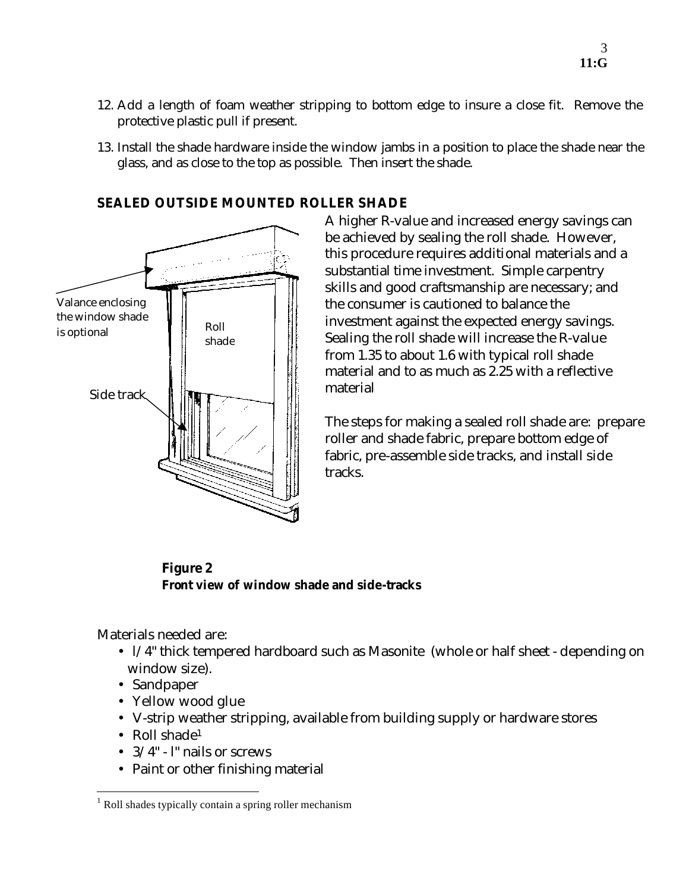12. Add a length of foam weather stripping to bottom edge to insure a close fit. Remove the protective plastic pull if present.

13. Install the shade hardware inside the window jambs in a position to place the shade near the glass, and as close to the top as possible. Then insert the shade.

### SEALED OUTSIDE MOUNTED ROLLER SHADE

Valance enclosing the window shade is optional

Roll shade

Side track

A higher R-value and increased energy savings can be achieved by sealing the roll shade. However, this procedure requires additional materials and a substantial time investment. Simple carpentry skills and good craftsmanship are necessary; and the consumer is cautioned to balance the investment against the expected energy savings. Sealing the roll shade will increase the R-value from 1.35 to about 1.6 with typical roll shade material and to as much as 2.25 with a reflective material

The steps for making a sealed roll shade are: prepare roller and shade fabric, prepare bottom edge of fabric, pre-assemble side tracks, and install side tracks.

**Figure 2**
**Front view of window shade and side-tracks**

Materials needed are:

- l/4" thick tempered hardboard such as Masonite (whole or half sheet - depending on window size).
- Sandpaper
- Yellow wood glue
- V-strip weather stripping, available from building supply or hardware stores
- Roll shade[1]
- 3/4" - l" nails or screws
- Paint or other finishing material

[1] Roll shades typically contain a spring roller mechanism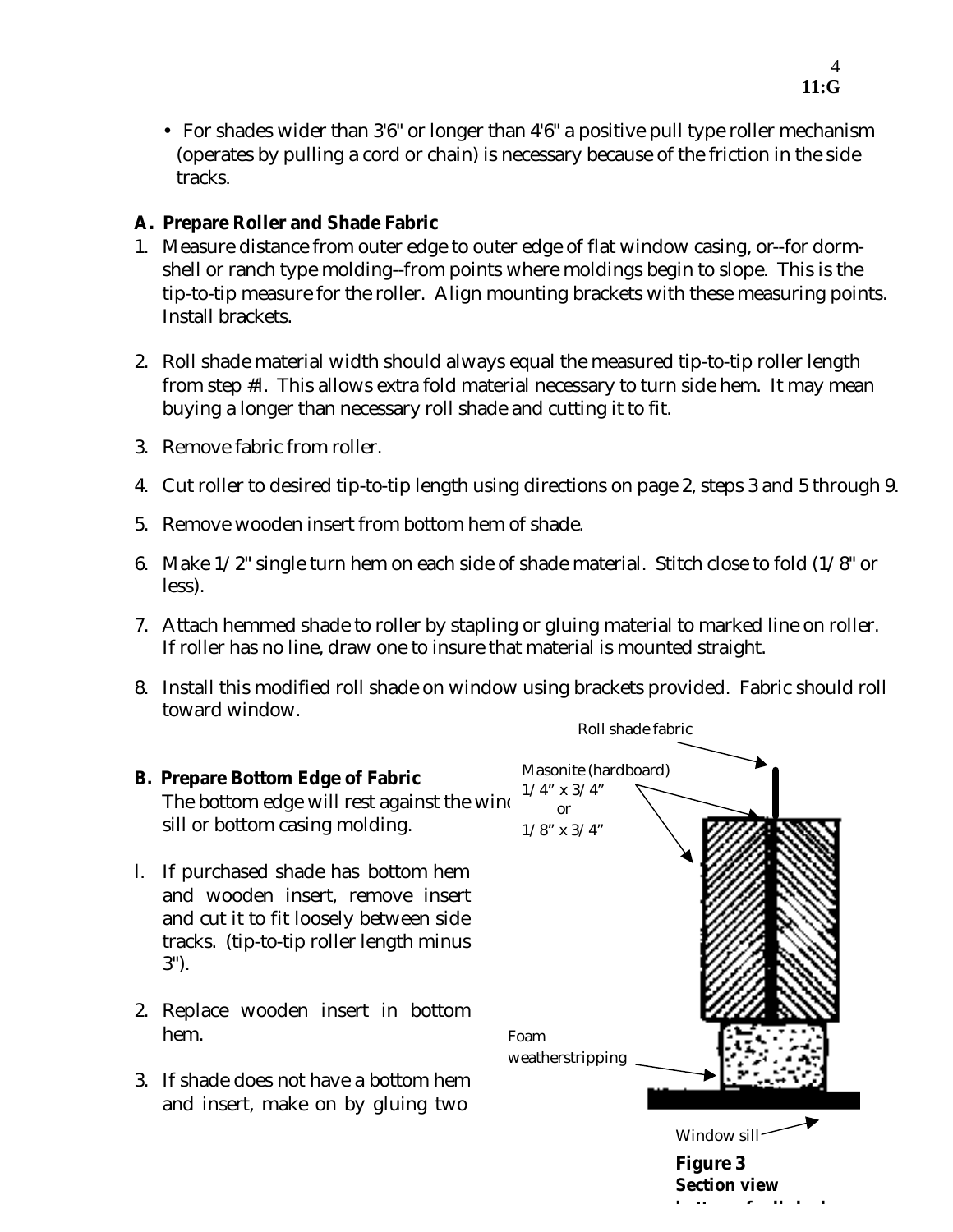• For shades wider than 3'6" or longer than 4'6" a positive pull type roller mechanism (operates by pulling a cord or chain) is necessary because of the friction in the side tracks.

**A. Prepare Roller and Shade Fabric**

1. Measure distance from outer edge to outer edge of flat window casing, or--for dorm-shell or ranch type molding--from points where moldings begin to slope. This is the tip-to-tip measure for the roller. Align mounting brackets with these measuring points. Install brackets.
2. Roll shade material width should always equal the measured tip-to-tip roller length from step #l. This allows extra fold material necessary to turn side hem. It may mean buying a longer than necessary roll shade and cutting it to fit.
3. Remove fabric from roller.
4. Cut roller to desired tip-to-tip length using directions on page 2, steps 3 and 5 through 9.
5. Remove wooden insert from bottom hem of shade.
6. Make 1/2" single turn hem on each side of shade material. Stitch close to fold (1/8" or less).
7. Attach hemmed shade to roller by stapling or gluing material to marked line on roller. If roller has no line, draw one to insure that material is mounted straight.
8. Install this modified roll shade on window using brackets provided. Fabric should roll toward window.

**B. Prepare Bottom Edge of Fabric**

The bottom edge will rest against the window sill or bottom casing molding.

l. If purchased shade has bottom hem and wooden insert, remove insert and cut it to fit loosely between side tracks. (tip-to-tip roller length minus 3").

2. Replace wooden insert in bottom hem.

3. If shade does not have a bottom hem and insert, make on by gluing two

Roll shade fabric

Masonite (hardboard)
1/4" x 3/4"
or
1/8" x 3/4"

Foam weatherstripping

Window sill

**Figure 3**
**Section view**
**bottom of roll shade**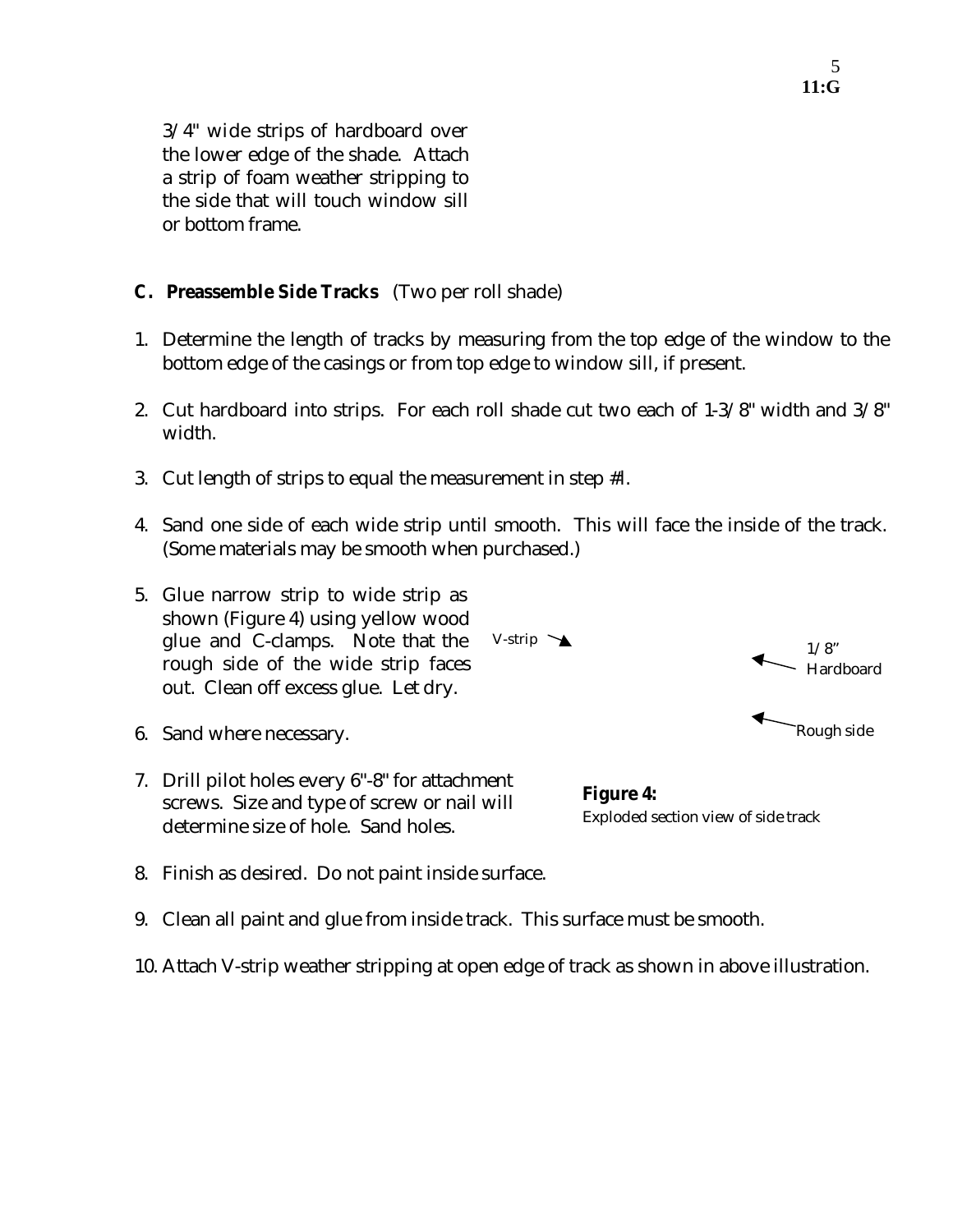3/4" wide strips of hardboard over the lower edge of the shade. Attach a strip of foam weather stripping to the side that will touch window sill or bottom frame.

**C. Preassemble Side Tracks** (Two per roll shade)

1. Determine the length of tracks by measuring from the top edge of the window to the bottom edge of the casings or from top edge to window sill, if present.

2. Cut hardboard into strips. For each roll shade cut two each of 1-3/8" width and 3/8" width.

3. Cut length of strips to equal the measurement in step #l.

4. Sand one side of each wide strip until smooth. This will face the inside of the track. (Some materials may be smooth when purchased.)

5. Glue narrow strip to wide strip as shown (Figure 4) using yellow wood glue and C-clamps. Note that the rough side of the wide strip faces out. Clean off excess glue. Let dry.

6. Sand where necessary.

7. Drill pilot holes every 6"-8" for attachment screws. Size and type of screw or nail will determine size of hole. Sand holes.

V-strip

1/8" Hardboard

Rough side

**Figure 4:**
Exploded section view of side track

8. Finish as desired. Do not paint inside surface.

9. Clean all paint and glue from inside track. This surface must be smooth.

10. Attach V-strip weather stripping at open edge of track as shown in above illustration.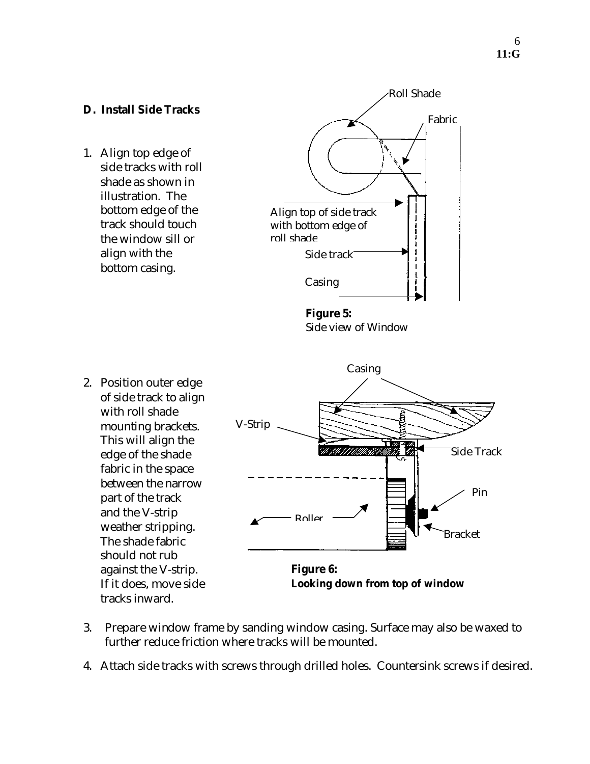### D. Install Side Tracks

1. Align top edge of side tracks with roll shade as shown in illustration. The bottom edge of the track should touch the window sill or align with the bottom casing.

Roll Shade

Fabric

Align top of side track with bottom edge of roll shade

Side track

Casing

**Figure 5:**
Side view of Window

2. Position outer edge of side track to align with roll shade mounting brackets. This will align the edge of the shade fabric in the space between the narrow part of the track and the V-strip weather stripping. The shade fabric should not rub against the V-strip. If it does, move side tracks inward.

Casing

V-Strip

Side Track

Pin

Roller

Bracket

**Figure 6:**
**Looking down from top of window**

3. Prepare window frame by sanding window casing. Surface may also be waxed to further reduce friction where tracks will be mounted.

4. Attach side tracks with screws through drilled holes. Countersink screws if desired.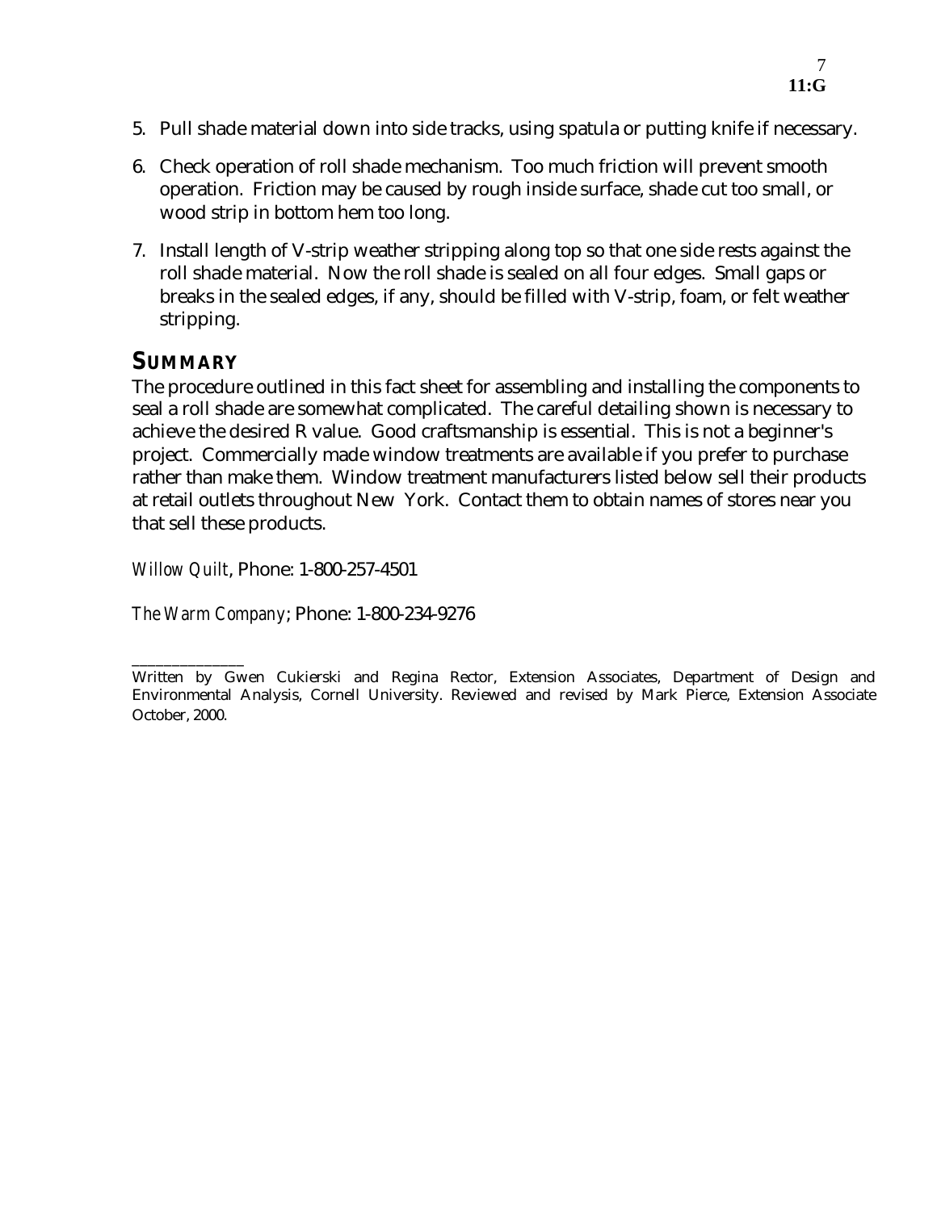5. Pull shade material down into side tracks, using spatula or putting knife if necessary.

6. Check operation of roll shade mechanism. Too much friction will prevent smooth operation. Friction may be caused by rough inside surface, shade cut too small, or wood strip in bottom hem too long.

7. Install length of V-strip weather stripping along top so that one side rests against the roll shade material. Now the roll shade is sealed on all four edges. Small gaps or breaks in the sealed edges, if any, should be filled with V-strip, foam, or felt weather stripping.

## SUMMARY

The procedure outlined in this fact sheet for assembling and installing the components to seal a roll shade are somewhat complicated. The careful detailing shown is necessary to achieve the desired R value. Good craftsmanship is essential. This is not a beginner's project. Commercially made window treatments are available if you prefer to purchase rather than make them. Window treatment manufacturers listed below sell their products at retail outlets throughout New York. Contact them to obtain names of stores near you that sell these products.

*Willow Quilt*, Phone: 1-800-257-4501

*The Warm Company*; Phone: 1-800-234-9276

_______________

Written by Gwen Cukierski and Regina Rector, Extension Associates, Department of Design and Environmental Analysis, Cornell University. Reviewed and revised by Mark Pierce, Extension Associate October, 2000.